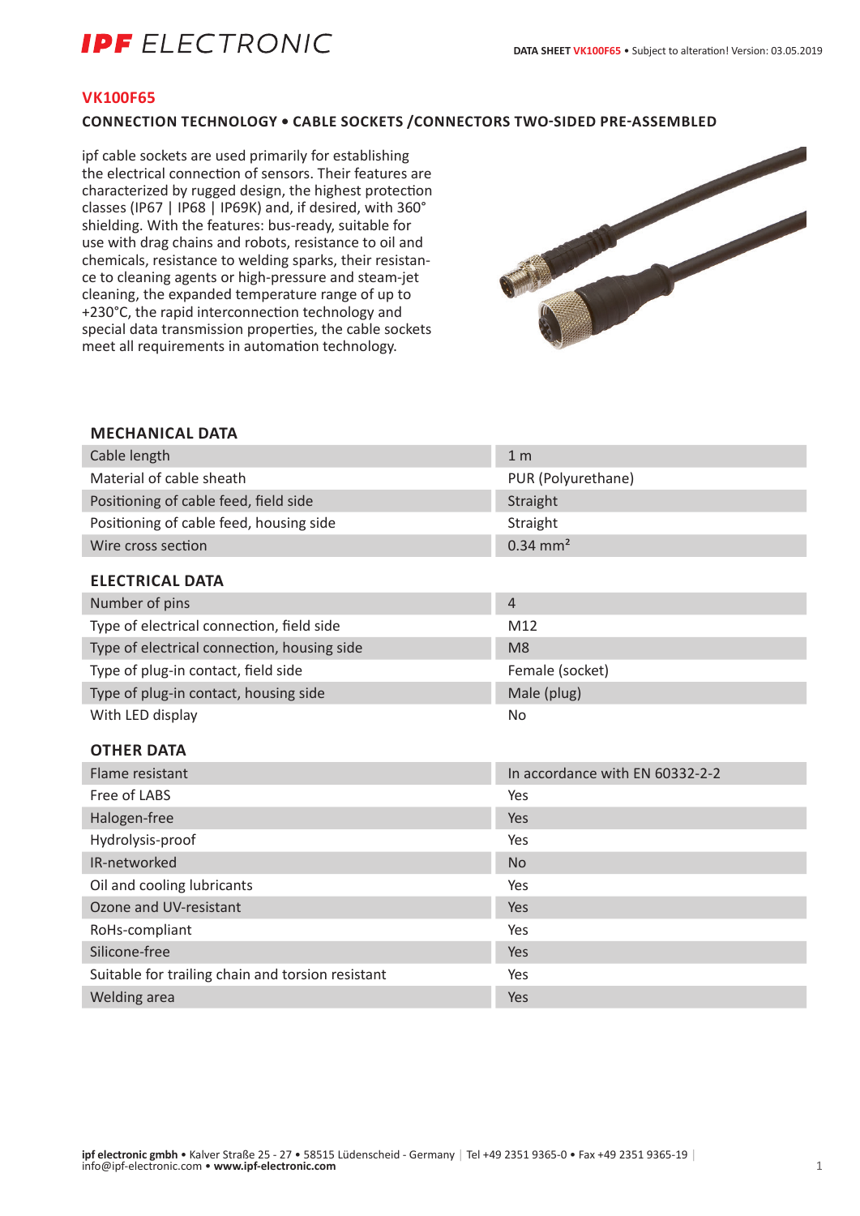# IPF ELECTRONIC

## VK100F65

### CONNECTION TECHNOLOGY • CABLE SOCKETS /CONNECTORS TWO-SIDED PRE-ASSEMBLED

ipf cable sockets are used primarily for establishing the electrical connection of sensors. Their features are characterized by rugged design, the highest protection classes (IP67 | IP68 | IP69K) and, if desired, with 360° shielding. With the features: bus-ready, suitable for use with drag chains and robots, resistance to oil and chemicals, resistance to welding sparks, their resistance to cleaning agents or high-pressure and steam-jet cleaning, the expanded temperature range of up to +230°C, the rapid interconnection technology and special data transmission properties, the cable sockets meet all requirements in automation technology.

### MECHANICAL DATA

| | |
|---|---|
| Cable length | 1 m |
| Material of cable sheath | PUR (Polyurethane) |
| Positioning of cable feed, field side | Straight |
| Positioning of cable feed, housing side | Straight |
| Wire cross section | 0.34 mm² |

### ELECTRICAL DATA

| | |
|---|---|
| Number of pins | 4 |
| Type of electrical connection, field side | M12 |
| Type of electrical connection, housing side | M8 |
| Type of plug-in contact, field side | Female (socket) |
| Type of plug-in contact, housing side | Male (plug) |
| With LED display | No |

### OTHER DATA

| | |
|---|---|
| Flame resistant | In accordance with EN 60332-2-2 |
| Free of LABS | Yes |
| Halogen-free | Yes |
| Hydrolysis-proof | Yes |
| IR-networked | No |
| Oil and cooling lubricants | Yes |
| Ozone and UV-resistant | Yes |
| RoHs-compliant | Yes |
| Silicone-free | Yes |
| Suitable for trailing chain and torsion resistant | Yes |
| Welding area | Yes |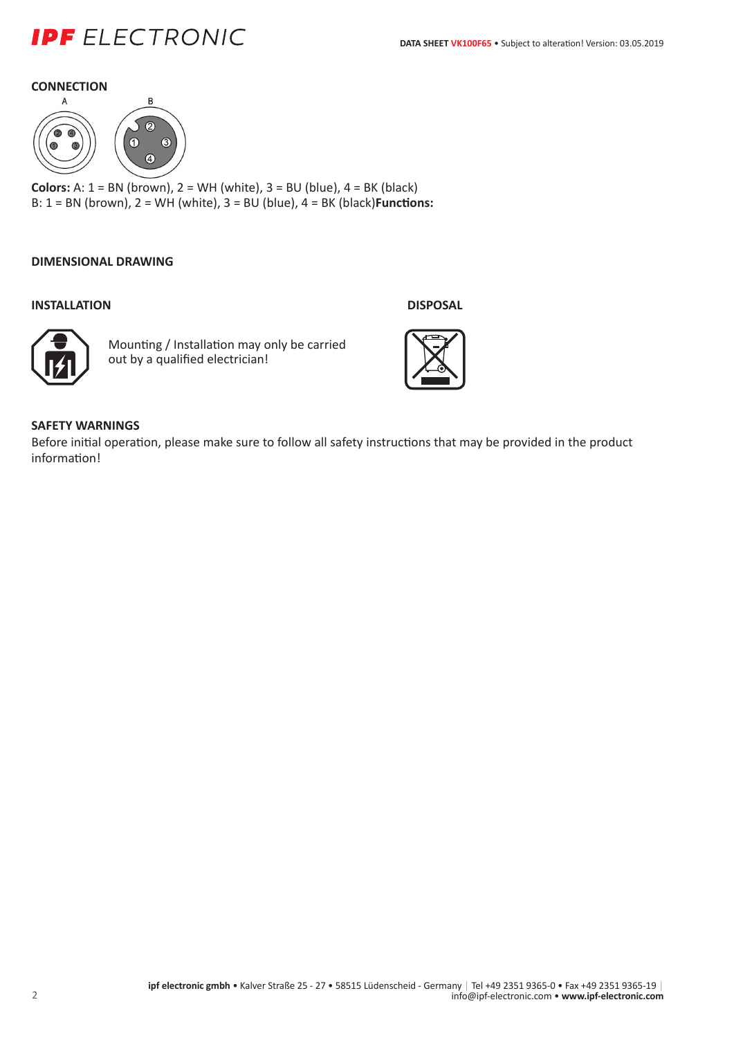## CONNECTION

A B

**Colors:** A: 1 = BN (brown), 2 = WH (white), 3 = BU (blue), 4 = BK (black)
B: 1 = BN (brown), 2 = WH (white), 3 = BU (blue), 4 = BK (black)**Functions:**

## DIMENSIONAL DRAWING

## INSTALLATION

Mounting / Installation may only be carried out by a qualified electrician!

## DISPOSAL

## SAFETY WARNINGS

Before initial operation, please make sure to follow all safety instructions that may be provided in the product information!